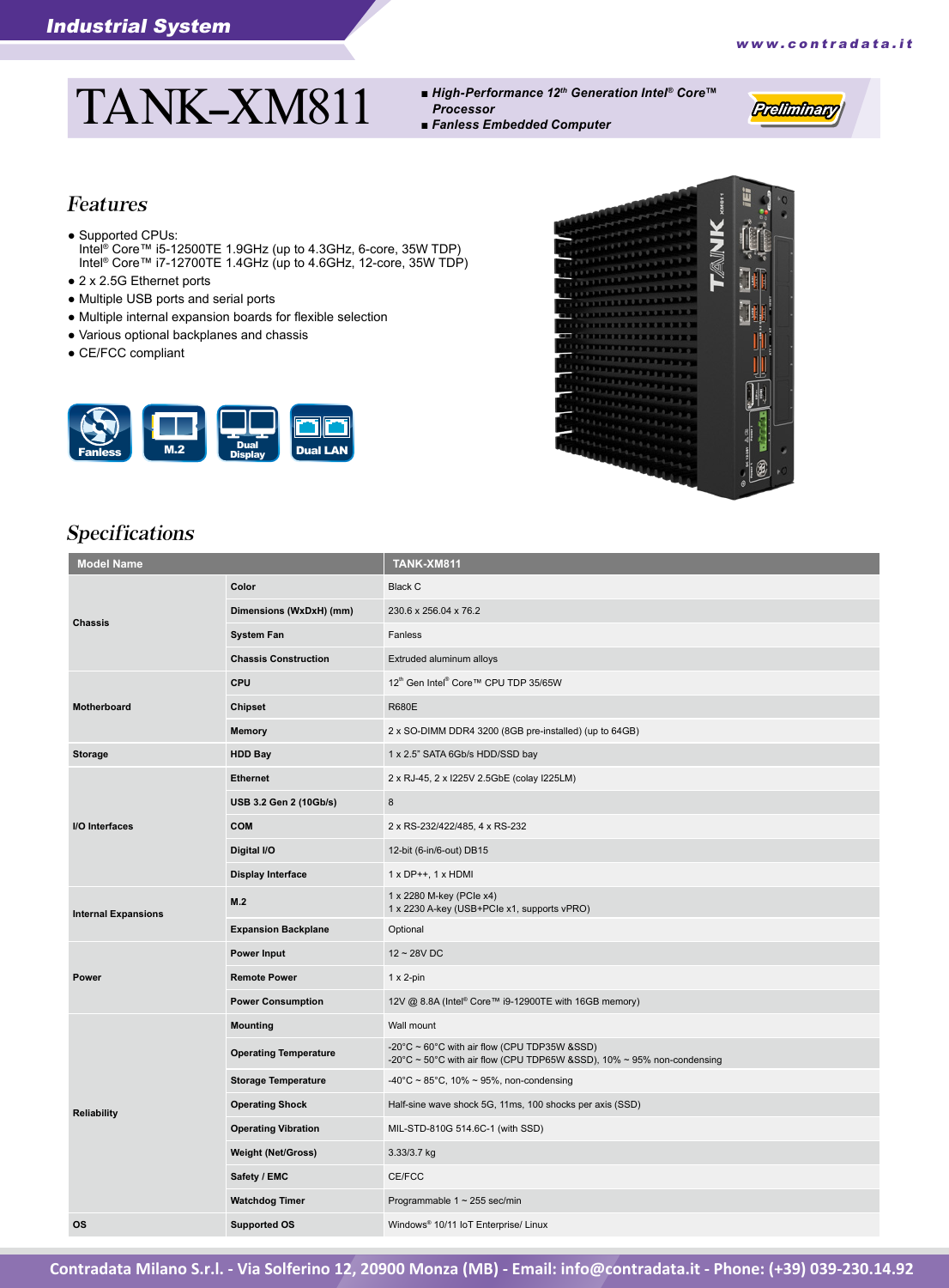# TANK-XM811

- High-Performance 12th Generation Intel® Core™ Processor
- Fanless Embedded Computer

*Preliminary*

## Features

- Supported CPUs:
  Intel® Core™ i5-12500TE 1.9GHz (up to 4.3GHz, 6-core, 35W TDP)
  Intel® Core™ i7-12700TE 1.4GHz (up to 4.6GHz, 12-core, 35W TDP)
- 2 x 2.5G Ethernet ports
- Multiple USB ports and serial ports
- Multiple internal expansion boards for flexible selection
- Various optional backplanes and chassis
- CE/FCC compliant

Fanless | M.2 | Dual Display | Dual LAN

## Specifications

| Model Name | | TANK-XM811 |
|---|---|---|
| Chassis | Color | Black C |
| | Dimensions (WxDxH) (mm) | 230.6 x 256.04 x 76.2 |
| | System Fan | Fanless |
| | Chassis Construction | Extruded aluminum alloys |
| Motherboard | CPU | 12th Gen Intel® Core™ CPU TDP 35/65W |
| | Chipset | R680E |
| | Memory | 2 x SO-DIMM DDR4 3200 (8GB pre-installed) (up to 64GB) |
| Storage | HDD Bay | 1 x 2.5" SATA 6Gb/s HDD/SSD bay |
| I/O Interfaces | Ethernet | 2 x RJ-45, 2 x I225V 2.5GbE (colay I225LM) |
| | USB 3.2 Gen 2 (10Gb/s) | 8 |
| | COM | 2 x RS-232/422/485, 4 x RS-232 |
| | Digital I/O | 12-bit (6-in/6-out) DB15 |
| | Display Interface | 1 x DP++, 1 x HDMI |
| Internal Expansions | M.2 | 1 x 2280 M-key (PCIe x4)<br>1 x 2230 A-key (USB+PCIe x1, supports vPRO) |
| | Expansion Backplane | Optional |
| Power | Power Input | 12 ~ 28V DC |
| | Remote Power | 1 x 2-pin |
| | Power Consumption | 12V @ 8.8A (Intel® Core™ i9-12900TE with 16GB memory) |
| Reliability | Mounting | Wall mount |
| | Operating Temperature | -20°C ~ 60°C with air flow (CPU TDP35W &SSD)<br>-20°C ~ 50°C with air flow (CPU TDP65W &SSD), 10% ~ 95% non-condensing |
| | Storage Temperature | -40°C ~ 85°C, 10% ~ 95%, non-condensing |
| | Operating Shock | Half-sine wave shock 5G, 11ms, 100 shocks per axis (SSD) |
| | Operating Vibration | MIL-STD-810G 514.6C-1 (with SSD) |
| | Weight (Net/Gross) | 3.33/3.7 kg |
| | Safety / EMC | CE/FCC |
| | Watchdog Timer | Programmable 1 ~ 255 sec/min |
| OS | Supported OS | Windows® 10/11 IoT Enterprise/ Linux |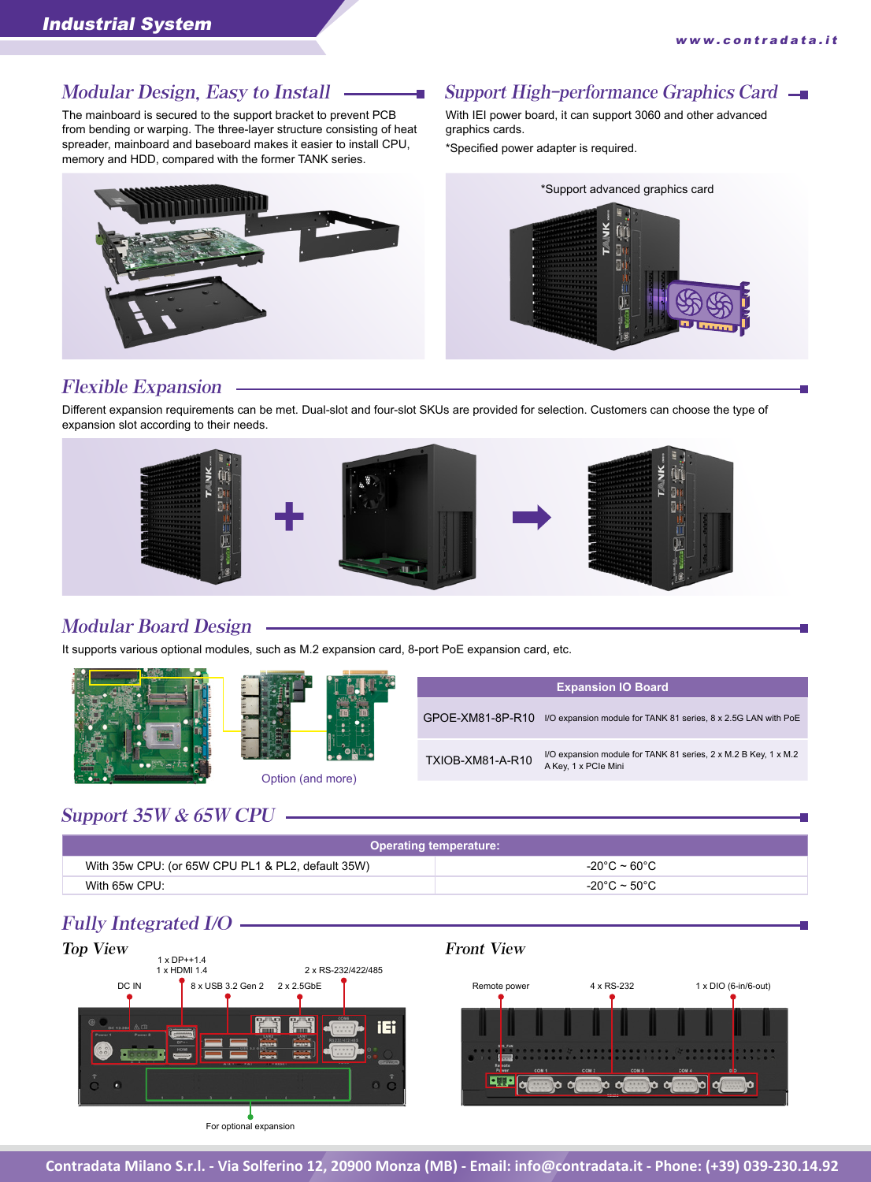## Modular Design, Easy to Install

The mainboard is secured to the support bracket to prevent PCB from bending or warping. The three-layer structure consisting of heat spreader, mainboard and baseboard makes it easier to install CPU, memory and HDD, compared with the former TANK series.

## Support High-performance Graphics Card

With IEI power board, it can support 3060 and other advanced graphics cards.

*Specified power adapter is required.

*Support advanced graphics card

## Flexible Expansion

Different expansion requirements can be met. Dual-slot and four-slot SKUs are provided for selection. Customers can choose the type of expansion slot according to their needs.

## Modular Board Design

It supports various optional modules, such as M.2 expansion card, 8-port PoE expansion card, etc.

Option (and more)

| Expansion IO Board | |
|---|---|
| GPOE-XM81-8P-R10 | I/O expansion module for TANK 81 series, 8 x 2.5G LAN with PoE |
| TXIOB-XM81-A-R10 | I/O expansion module for TANK 81 series, 2 x M.2 B Key, 1 x M.2 A Key, 1 x PCIe Mini |

## Support 35W & 65W CPU

| Operating temperature: | |
|---|---|
| With 35w CPU: (or 65W CPU PL1 & PL2, default 35W) | -20°C ~ 60°C |
| With 65w CPU: | -20°C ~ 50°C |

## Fully Integrated I/O

### Top View

- DC IN
- 1 x DP++1.4
- 1 x HDMI 1.4
- 8 x USB 3.2 Gen 2
- 2 x 2.5GbE
- 2 x RS-232/422/485
- For optional expansion

### Front View

- Remote power
- 4 x RS-232
- 1 x DIO (6-in/6-out)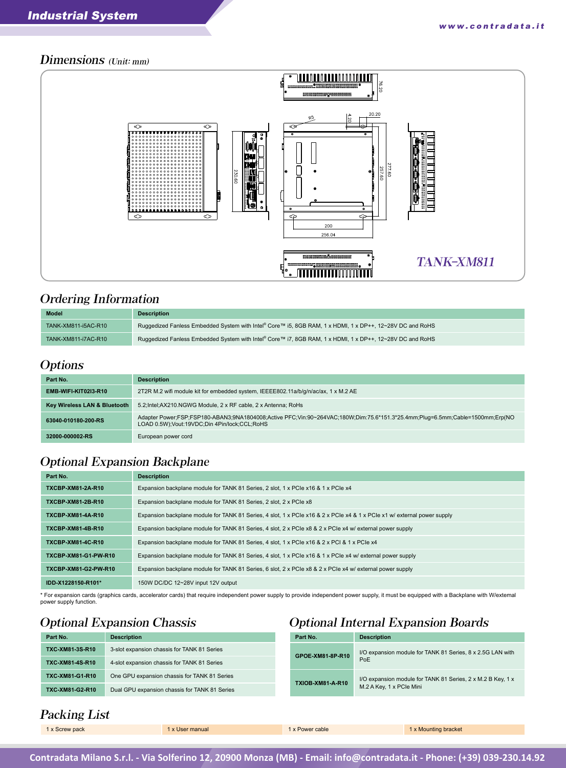## Dimensions *(Unit: mm)*

76.20
R5
4.20
20.20
230.60
257.60
277.60
200
256.04
TANK-XM811

## Ordering Information

| Model | Description |
|---|---|
| TANK-XM811-i5AC-R10 | Ruggedized Fanless Embedded System with Intel® Core™ i5, 8GB RAM, 1 x HDMI, 1 x DP++, 12~28V DC and RoHS |
| TANK-XM811-i7AC-R10 | Ruggedized Fanless Embedded System with Intel® Core™ i7, 8GB RAM, 1 x HDMI, 1 x DP++, 12~28V DC and RoHS |

## Options

| Part No. | Description |
|---|---|
| **EMB-WIFI-KIT02I3-R10** | 2T2R M.2 wifi module kit for embedded system, IEEE802.11a/b/g/n/ac/ax, 1 x M.2 AE |
| **Key Wireless LAN & Bluetooth** | 5.2;Intel;AX210.NGWG Module, 2 x RF cable, 2 x Antenna; RoHs |
| **63040-010180-200-RS** | Adapter Power;FSP;FSP180-ABAN3;9NA1804008;Active PFC;Vin:90~264VAC;180W;Dim:75.6*151.3*25.4mm;Plug=6.5mm;Cable=1500mm;Erp(NO LOAD 0.5W);Vout:19VDC;Din 4Pin/lock;CCL;RoHS |
| **32000-000002-RS** | European power cord |

## Optional Expansion Backplane

| Part No. | Description |
|---|---|
| **TXCBP-XM81-2A-R10** | Expansion backplane module for TANK 81 Series, 2 slot, 1 x PCIe x16 & 1 x PCIe x4 |
| **TXCBP-XM81-2B-R10** | Expansion backplane module for TANK 81 Series, 2 slot, 2 x PCIe x8 |
| **TXCBP-XM81-4A-R10** | Expansion backplane module for TANK 81 Series, 4 slot, 1 x PCIe x16 & 2 x PCIe x4 & 1 x PCIe x1 w/ external power supply |
| **TXCBP-XM81-4B-R10** | Expansion backplane module for TANK 81 Series, 4 slot, 2 x PCIe x8 & 2 x PCIe x4 w/ external power supply |
| **TXCBP-XM81-4C-R10** | Expansion backplane module for TANK 81 Series, 4 slot, 1 x PCIe x16 & 2 x PCI & 1 x PCIe x4 |
| **TXCBP-XM81-G1-PW-R10** | Expansion backplane module for TANK 81 Series, 4 slot, 1 x PCIe x16 & 1 x PCIe x4 w/ external power supply |
| **TXCBP-XM81-G2-PW-R10** | Expansion backplane module for TANK 81 Series, 6 slot, 2 x PCIe x8 & 2 x PCIe x4 w/ external power supply |
| **IDD-X1228150-R101*** | 150W DC/DC 12~28V input 12V output |

* For expansion cards (graphics cards, accelerator cards) that require independent power supply to provide independent power supply, it must be equipped with a Backplane with W/external power supply function.

## Optional Expansion Chassis

| Part No. | Description |
|---|---|
| **TXC-XM81-3S-R10** | 3-slot expansion chassis for TANK 81 Series |
| **TXC-XM81-4S-R10** | 4-slot expansion chassis for TANK 81 Series |
| **TXC-XM81-G1-R10** | One GPU expansion chassis for TANK 81 Series |
| **TXC-XM81-G2-R10** | Dual GPU expansion chassis for TANK 81 Series |

## Optional Internal Expansion Boards

| Part No. | Description |
|---|---|
| **GPOE-XM81-8P-R10** | I/O expansion module for TANK 81 Series, 8 x 2.5G LAN with PoE |
| **TXIOB-XM81-A-R10** | I/O expansion module for TANK 81 Series, 2 x M.2 B Key, 1 x M.2 A Key, 1 x PCIe Mini |

## Packing List

| | | | |
|---|---|---|---|
| 1 x Screw pack | 1 x User manual | 1 x Power cable | 1 x Mounting bracket |